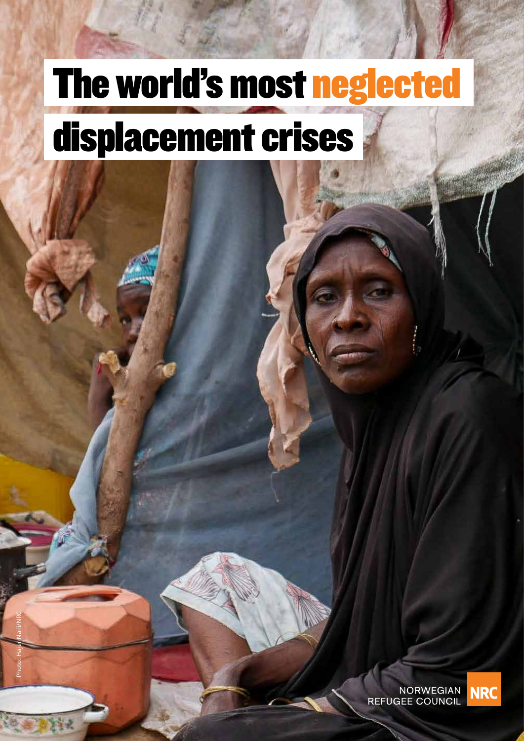# The world's most neglected displacement crises

Photo: Hajer Naili/NRC

NORWEGIAN REFUGEE COUNCIL NRC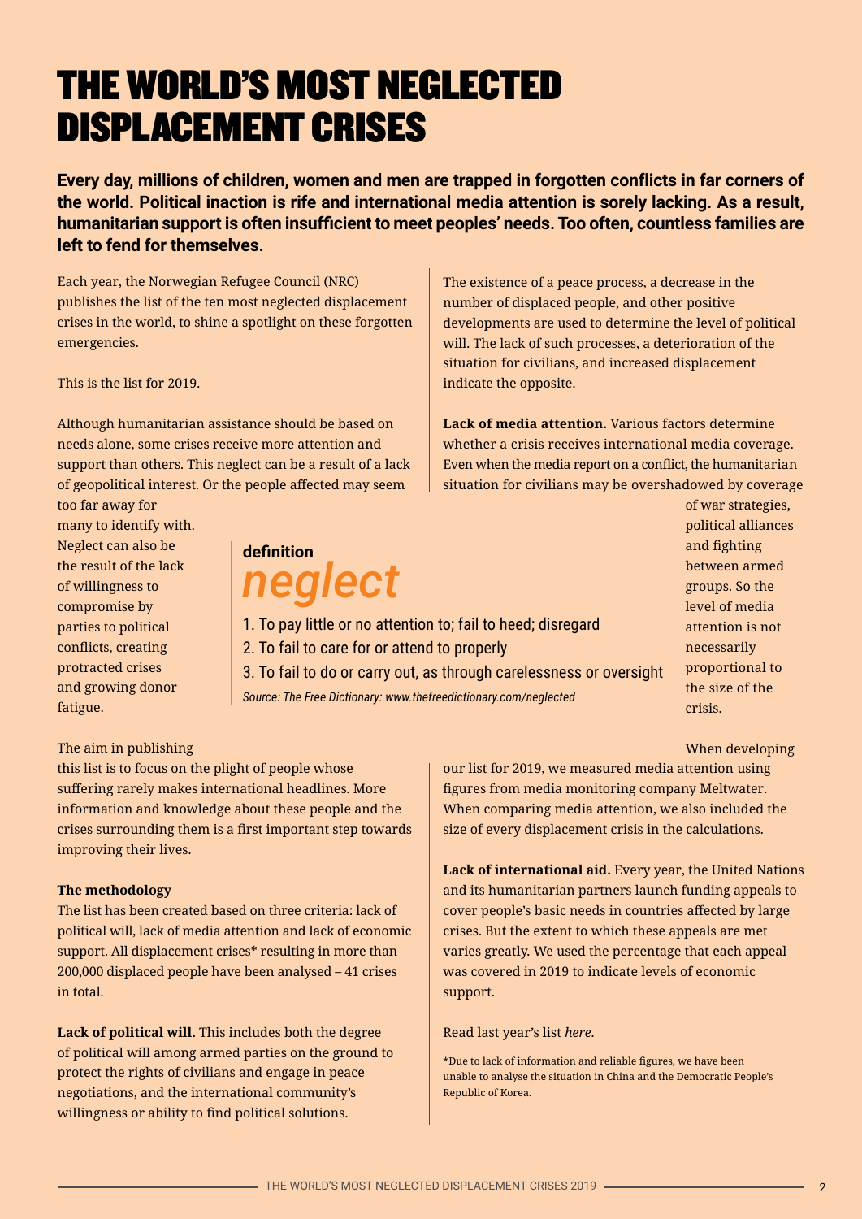# THE WORLD'S MOST NEGLECTED DISPLACEMENT CRISES

**Every day, millions of children, women and men are trapped in forgotten conflicts in far corners of the world. Political inaction is rife and international media attention is sorely lacking. As a result, humanitarian support is often insufficient to meet peoples' needs. Too often, countless families are left to fend for themselves.**

Each year, the Norwegian Refugee Council (NRC) publishes the list of the ten most neglected displacement crises in the world, to shine a spotlight on these forgotten emergencies.

This is the list for 2019.

Although humanitarian assistance should be based on needs alone, some crises receive more attention and support than others. This neglect can be a result of a lack of geopolitical interest. Or the people affected may seem too far away for many to identify with. Neglect can also be the result of the lack of willingness to compromise by parties to political conflicts, creating protracted crises and growing donor fatigue.

> **definition**
> ***neglect***
>
> 1. To pay little or no attention to; fail to heed; disregard
> 2. To fail to care for or attend to properly
> 3. To fail to do or carry out, as through carelessness or oversight
>
> *Source: The Free Dictionary: www.thefreedictionary.com/neglected*

The aim in publishing this list is to focus on the plight of people whose suffering rarely makes international headlines. More information and knowledge about these people and the crises surrounding them is a first important step towards improving their lives.

**The methodology**

The list has been created based on three criteria: lack of political will, lack of media attention and lack of economic support. All displacement crises* resulting in more than 200,000 displaced people have been analysed – 41 crises in total.

**Lack of political will.** This includes both the degree of political will among armed parties on the ground to protect the rights of civilians and engage in peace negotiations, and the international community's willingness or ability to find political solutions.

The existence of a peace process, a decrease in the number of displaced people, and other positive developments are used to determine the level of political will. The lack of such processes, a deterioration of the situation for civilians, and increased displacement indicate the opposite.

**Lack of media attention.** Various factors determine whether a crisis receives international media coverage. Even when the media report on a conflict, the humanitarian situation for civilians may be overshadowed by coverage of war strategies, political alliances and fighting between armed groups. So the level of media attention is not necessarily proportional to the size of the crisis.

When developing our list for 2019, we measured media attention using figures from media monitoring company Meltwater. When comparing media attention, we also included the size of every displacement crisis in the calculations.

**Lack of international aid.** Every year, the United Nations and its humanitarian partners launch funding appeals to cover people's basic needs in countries affected by large crises. But the extent to which these appeals are met varies greatly. We used the percentage that each appeal was covered in 2019 to indicate levels of economic support.

Read last year's list *here*.

*Due to lack of information and reliable figures, we have been unable to analyse the situation in China and the Democratic People's Republic of Korea.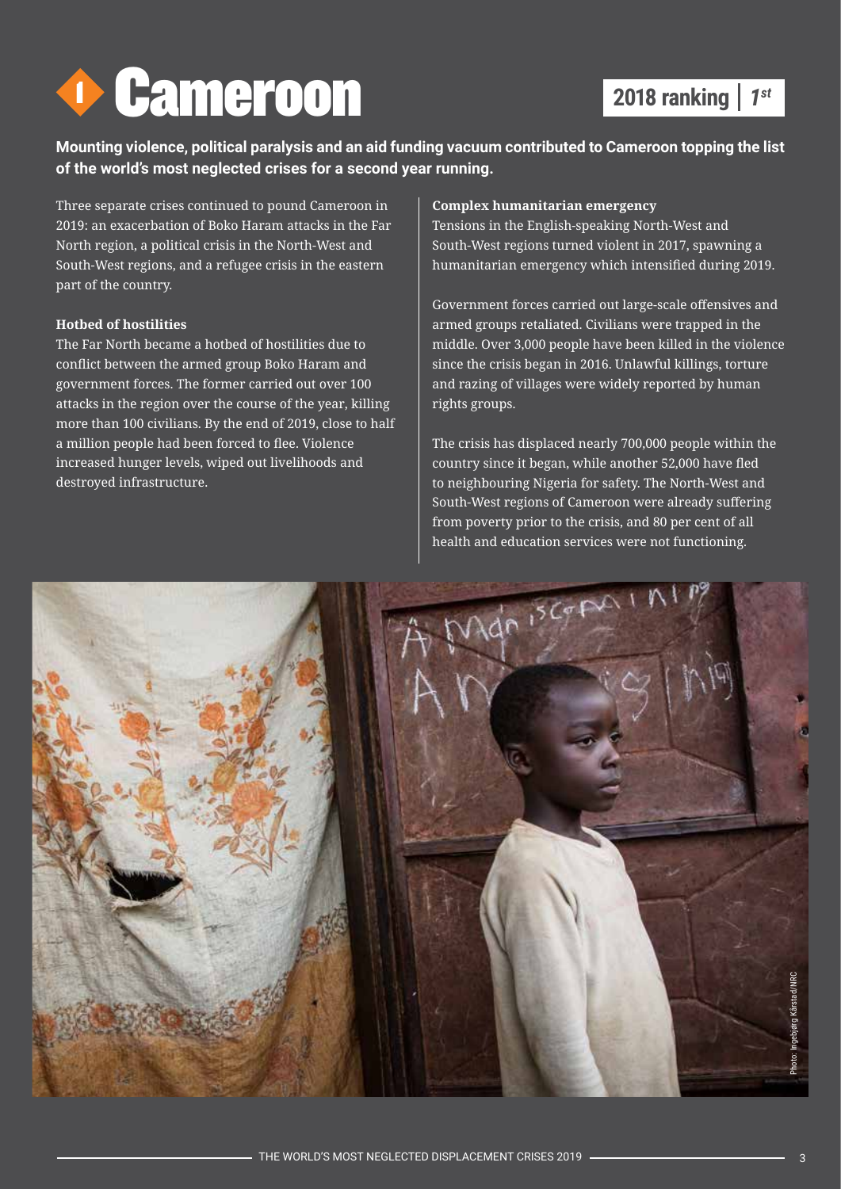# 1 Cameroon

**2018 ranking | *1st***

**Mounting violence, political paralysis and an aid funding vacuum contributed to Cameroon topping the list of the world's most neglected crises for a second year running.**

Three separate crises continued to pound Cameroon in 2019: an exacerbation of Boko Haram attacks in the Far North region, a political crisis in the North-West and South-West regions, and a refugee crisis in the eastern part of the country.

**Hotbed of hostilities**

The Far North became a hotbed of hostilities due to conflict between the armed group Boko Haram and government forces. The former carried out over 100 attacks in the region over the course of the year, killing more than 100 civilians. By the end of 2019, close to half a million people had been forced to flee. Violence increased hunger levels, wiped out livelihoods and destroyed infrastructure.

**Complex humanitarian emergency**

Tensions in the English-speaking North-West and South-West regions turned violent in 2017, spawning a humanitarian emergency which intensified during 2019.

Government forces carried out large-scale offensives and armed groups retaliated. Civilians were trapped in the middle. Over 3,000 people have been killed in the violence since the crisis began in 2016. Unlawful killings, torture and razing of villages were widely reported by human rights groups.

The crisis has displaced nearly 700,000 people within the country since it began, while another 52,000 have fled to neighbouring Nigeria for safety. The North-West and South-West regions of Cameroon were already suffering from poverty prior to the crisis, and 80 per cent of all health and education services were not functioning.

Photo: Ingebjørg Kårstad/NRC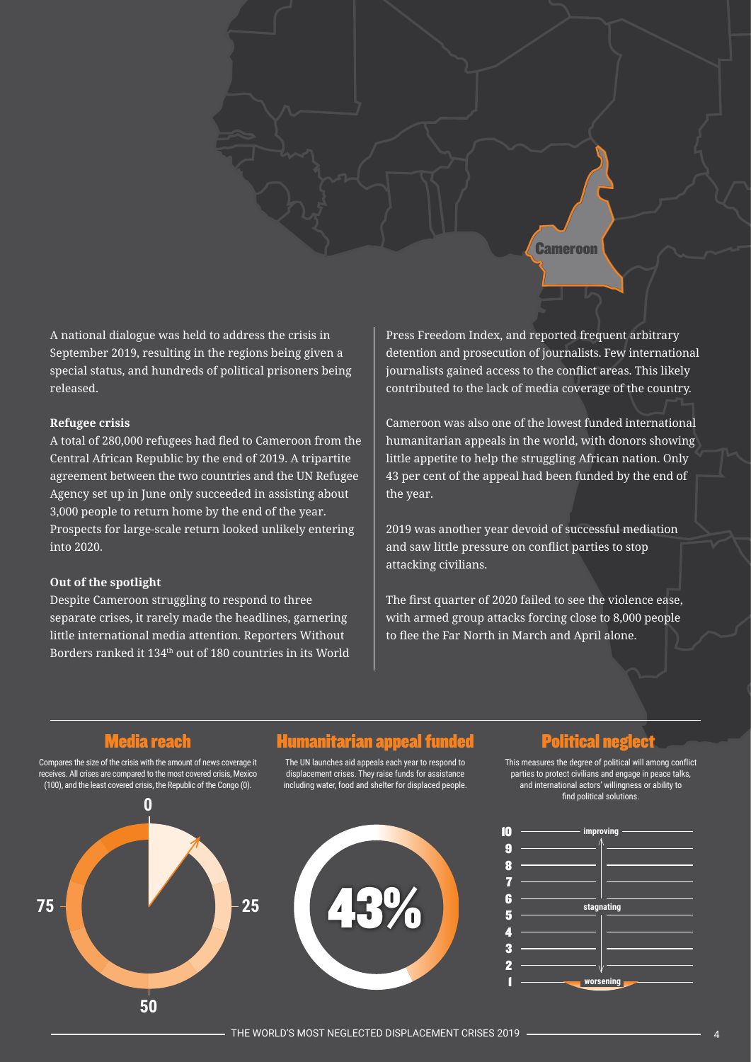Cameroon

A national dialogue was held to address the crisis in September 2019, resulting in the regions being given a special status, and hundreds of political prisoners being released.

**Refugee crisis**

A total of 280,000 refugees had fled to Cameroon from the Central African Republic by the end of 2019. A tripartite agreement between the two countries and the UN Refugee Agency set up in June only succeeded in assisting about 3,000 people to return home by the end of the year. Prospects for large-scale return looked unlikely entering into 2020.

**Out of the spotlight**

Despite Cameroon struggling to respond to three separate crises, it rarely made the headlines, garnering little international media attention. Reporters Without Borders ranked it 134th out of 180 countries in its World Press Freedom Index, and reported frequent arbitrary detention and prosecution of journalists. Few international journalists gained access to the conflict areas. This likely contributed to the lack of media coverage of the country.

Cameroon was also one of the lowest funded international humanitarian appeals in the world, with donors showing little appetite to help the struggling African nation. Only 43 per cent of the appeal had been funded by the end of the year.

2019 was another year devoid of successful mediation and saw little pressure on conflict parties to stop attacking civilians.

The first quarter of 2020 failed to see the violence ease, with armed group attacks forcing close to 8,000 people to flee the Far North in March and April alone.

## Media reach

Compares the size of the crisis with the amount of news coverage it receives. All crises are compared to the most covered crisis, Mexico (100), and the least covered crisis, the Republic of the Congo (0).

0 25 50 75

## Humanitarian appeal funded

The UN launches aid appeals each year to respond to displacement crises. They raise funds for assistance including water, food and shelter for displaced people.

43%

## Political neglect

This measures the degree of political will among conflict parties to protect civilians and engage in peace talks, and international actors' willingness or ability to find political solutions.

10 – improving
9
8
7
6 – stagnating
5
4
3
2
1 – worsening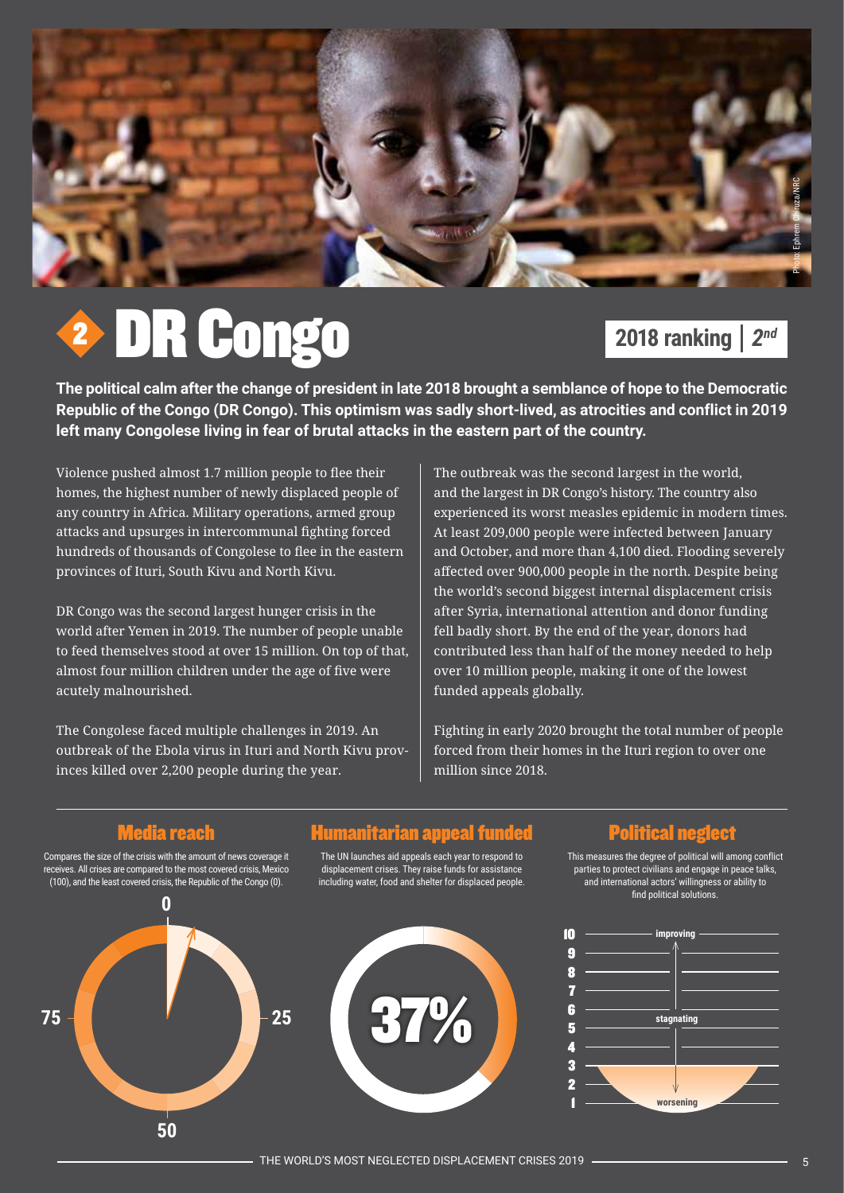# 2 DR Congo

**2018 ranking | 2nd**

**The political calm after the change of president in late 2018 brought a semblance of hope to the Democratic Republic of the Congo (DR Congo). This optimism was sadly short-lived, as atrocities and conflict in 2019 left many Congolese living in fear of brutal attacks in the eastern part of the country.**

Violence pushed almost 1.7 million people to flee their homes, the highest number of newly displaced people of any country in Africa. Military operations, armed group attacks and upsurges in intercommunal fighting forced hundreds of thousands of Congolese to flee in the eastern provinces of Ituri, South Kivu and North Kivu.

DR Congo was the second largest hunger crisis in the world after Yemen in 2019. The number of people unable to feed themselves stood at over 15 million. On top of that, almost four million children under the age of five were acutely malnourished.

The Congolese faced multiple challenges in 2019. An outbreak of the Ebola virus in Ituri and North Kivu provinces killed over 2,200 people during the year.

The outbreak was the second largest in the world, and the largest in DR Congo's history. The country also experienced its worst measles epidemic in modern times. At least 209,000 people were infected between January and October, and more than 4,100 died. Flooding severely affected over 900,000 people in the north. Despite being the world's second biggest internal displacement crisis after Syria, international attention and donor funding fell badly short. By the end of the year, donors had contributed less than half of the money needed to help over 10 million people, making it one of the lowest funded appeals globally.

Fighting in early 2020 brought the total number of people forced from their homes in the Ituri region to over one million since 2018.

## Media reach

Compares the size of the crisis with the amount of news coverage it receives. All crises are compared to the most covered crisis, Mexico (100), and the least covered crisis, the Republic of the Congo (0).

0 · 25 · 50 · 75

## Humanitarian appeal funded

The UN launches aid appeals each year to respond to displacement crises. They raise funds for assistance including water, food and shelter for displaced people.

37%

## Political neglect

This measures the degree of political will among conflict parties to protect civilians and engage in peace talks, and international actors' willingness or ability to find political solutions.

10 – improving · 6/5 – stagnating · 1 – worsening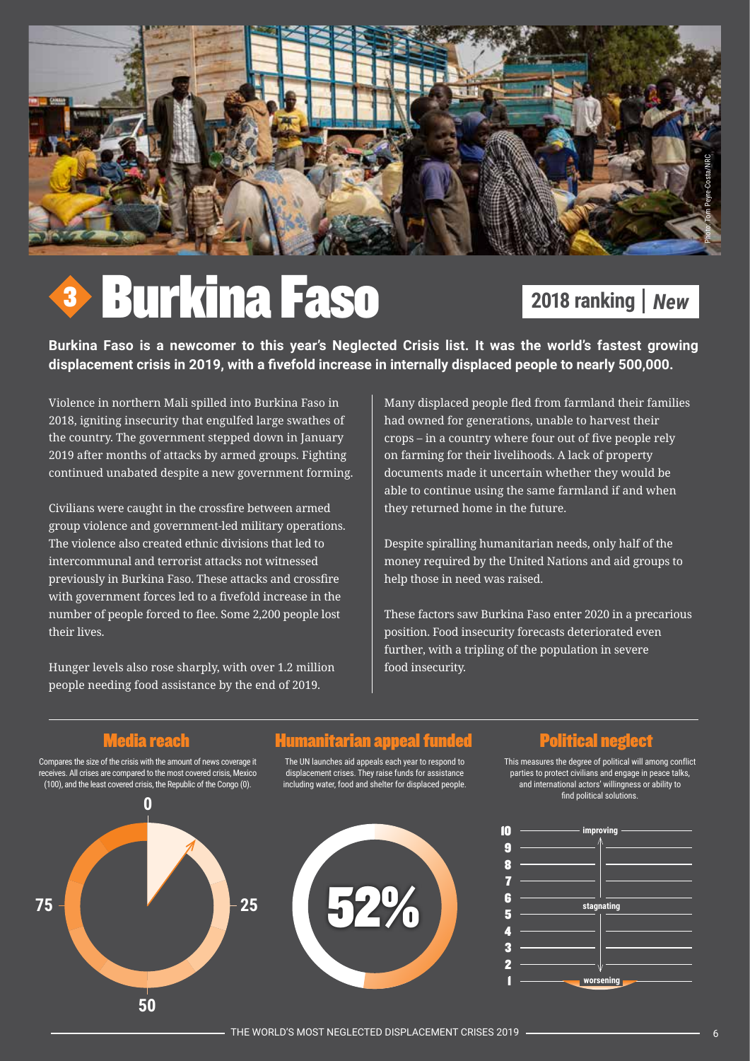Photo: Tom Peyre-Costa/NRC

# 3 Burkina Faso

**2018 ranking | *New***

**Burkina Faso is a newcomer to this year's Neglected Crisis list. It was the world's fastest growing displacement crisis in 2019, with a fivefold increase in internally displaced people to nearly 500,000.**

Violence in northern Mali spilled into Burkina Faso in 2018, igniting insecurity that engulfed large swathes of the country. The government stepped down in January 2019 after months of attacks by armed groups. Fighting continued unabated despite a new government forming.

Civilians were caught in the crossfire between armed group violence and government-led military operations. The violence also created ethnic divisions that led to intercommunal and terrorist attacks not witnessed previously in Burkina Faso. These attacks and crossfire with government forces led to a fivefold increase in the number of people forced to flee. Some 2,200 people lost their lives.

Hunger levels also rose sharply, with over 1.2 million people needing food assistance by the end of 2019.

Many displaced people fled from farmland their families had owned for generations, unable to harvest their crops – in a country where four out of five people rely on farming for their livelihoods. A lack of property documents made it uncertain whether they would be able to continue using the same farmland if and when they returned home in the future.

Despite spiralling humanitarian needs, only half of the money required by the United Nations and aid groups to help those in need was raised.

These factors saw Burkina Faso enter 2020 in a precarious position. Food insecurity forecasts deteriorated even further, with a tripling of the population in severe food insecurity.

## Media reach

Compares the size of the crisis with the amount of news coverage it receives. All crises are compared to the most covered crisis, Mexico (100), and the least covered crisis, the Republic of the Congo (0).

0 · 25 · 50 · 75

## Humanitarian appeal funded

The UN launches aid appeals each year to respond to displacement crises. They raise funds for assistance including water, food and shelter for displaced people.

52%

## Political neglect

This measures the degree of political will among conflict parties to protect civilians and engage in peace talks, and international actors' willingness or ability to find political solutions.

10 – improving
9
8
7
6 – stagnating
5
4
3
2
1 – worsening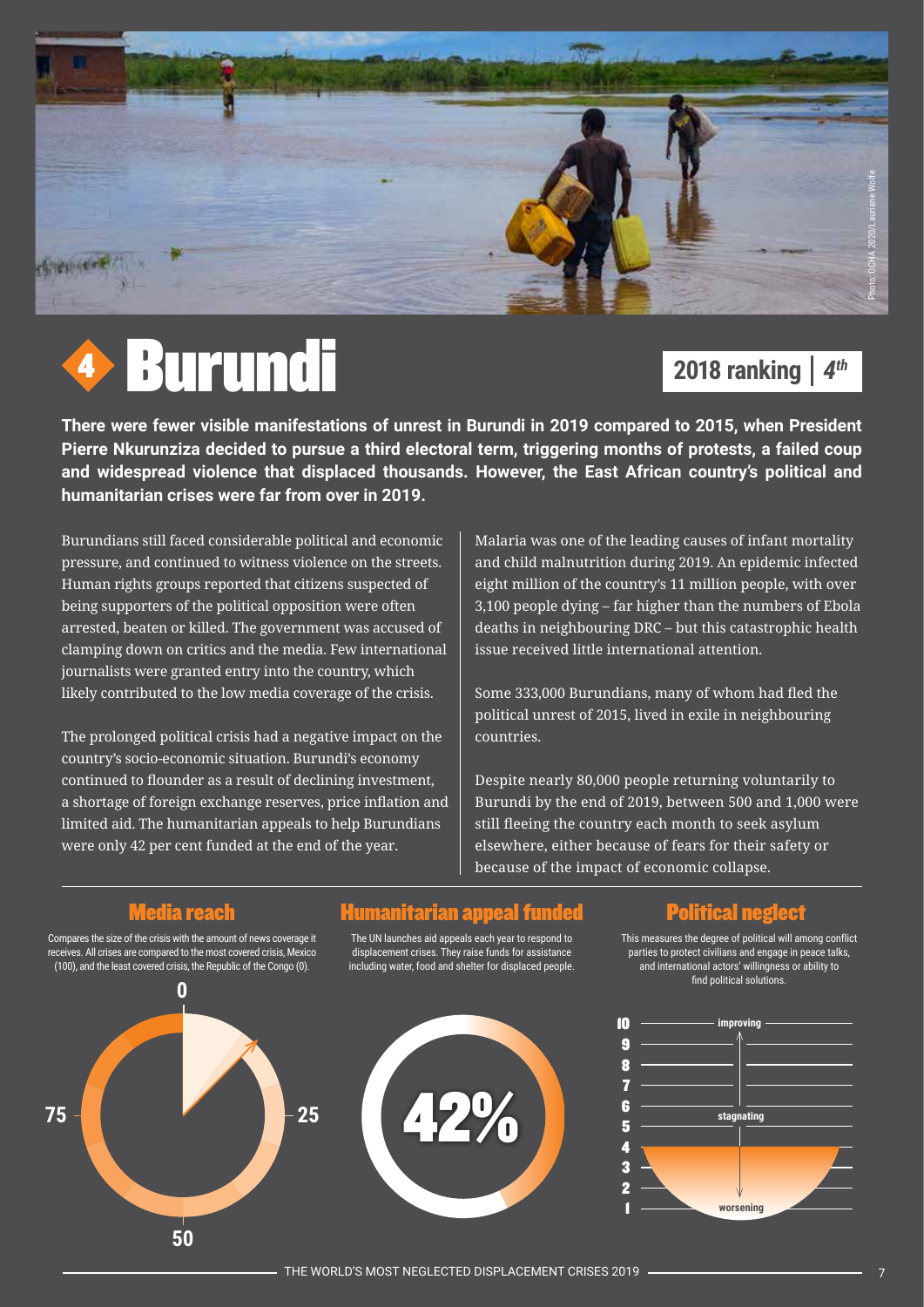# 4 Burundi

**2018 ranking | 4th**

**There were fewer visible manifestations of unrest in Burundi in 2019 compared to 2015, when President Pierre Nkurunziza decided to pursue a third electoral term, triggering months of protests, a failed coup and widespread violence that displaced thousands. However, the East African country's political and humanitarian crises were far from over in 2019.**

Burundians still faced considerable political and economic pressure, and continued to witness violence on the streets. Human rights groups reported that citizens suspected of being supporters of the political opposition were often arrested, beaten or killed. The government was accused of clamping down on critics and the media. Few international journalists were granted entry into the country, which likely contributed to the low media coverage of the crisis.

The prolonged political crisis had a negative impact on the country's socio-economic situation. Burundi's economy continued to flounder as a result of declining investment, a shortage of foreign exchange reserves, price inflation and limited aid. The humanitarian appeals to help Burundians were only 42 per cent funded at the end of the year.

Malaria was one of the leading causes of infant mortality and child malnutrition during 2019. An epidemic infected eight million of the country's 11 million people, with over 3,100 people dying – far higher than the numbers of Ebola deaths in neighbouring DRC – but this catastrophic health issue received little international attention.

Some 333,000 Burundians, many of whom had fled the political unrest of 2015, lived in exile in neighbouring countries.

Despite nearly 80,000 people returning voluntarily to Burundi by the end of 2019, between 500 and 1,000 were still fleeing the country each month to seek asylum elsewhere, either because of fears for their safety or because of the impact of economic collapse.

## Media reach

Compares the size of the crisis with the amount of news coverage it receives. All crises are compared to the most covered crisis, Mexico (100), and the least covered crisis, the Republic of the Congo (0).

## Humanitarian appeal funded

The UN launches aid appeals each year to respond to displacement crises. They raise funds for assistance including water, food and shelter for displaced people.

42%

## Political neglect

This measures the degree of political will among conflict parties to protect civilians and engage in peace talks, and international actors' willingness or ability to find political solutions.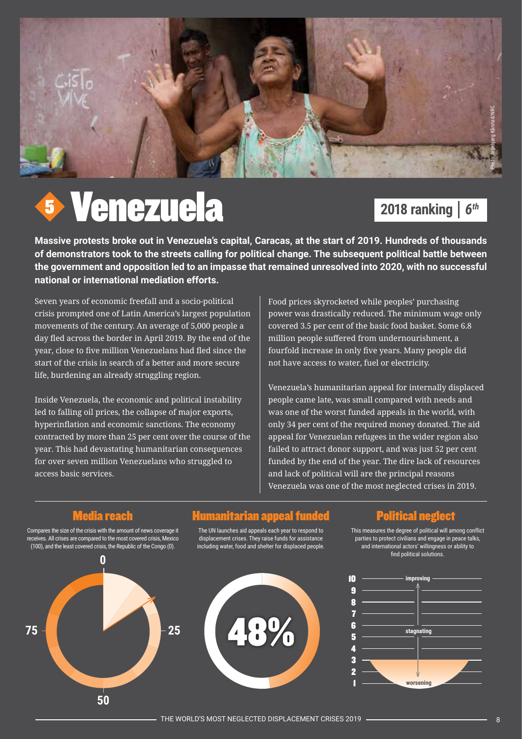Photo: Ingebjørg Kårstad/NRC

# 5 Venezuela

**2018 ranking | 6th**

**Massive protests broke out in Venezuela's capital, Caracas, at the start of 2019. Hundreds of thousands of demonstrators took to the streets calling for political change. The subsequent political battle between the government and opposition led to an impasse that remained unresolved into 2020, with no successful national or international mediation efforts.**

Seven years of economic freefall and a socio-political crisis prompted one of Latin America's largest population movements of the century. An average of 5,000 people a day fled across the border in April 2019. By the end of the year, close to five million Venezuelans had fled since the start of the crisis in search of a better and more secure life, burdening an already struggling region.

Inside Venezuela, the economic and political instability led to falling oil prices, the collapse of major exports, hyperinflation and economic sanctions. The economy contracted by more than 25 per cent over the course of the year. This had devastating humanitarian consequences for over seven million Venezuelans who struggled to access basic services.

Food prices skyrocketed while peoples' purchasing power was drastically reduced. The minimum wage only covered 3.5 per cent of the basic food basket. Some 6.8 million people suffered from undernourishment, a fourfold increase in only five years. Many people did not have access to water, fuel or electricity.

Venezuela's humanitarian appeal for internally displaced people came late, was small compared with needs and was one of the worst funded appeals in the world, with only 34 per cent of the required money donated. The aid appeal for Venezuelan refugees in the wider region also failed to attract donor support, and was just 52 per cent funded by the end of the year. The dire lack of resources and lack of political will are the principal reasons Venezuela was one of the most neglected crises in 2019.

## Media reach

Compares the size of the crisis with the amount of news coverage it receives. All crises are compared to the most covered crisis, Mexico (100), and the least covered crisis, the Republic of the Congo (0).

0 — 25 — 50 — 75

## Humanitarian appeal funded

The UN launches aid appeals each year to respond to displacement crises. They raise funds for assistance including water, food and shelter for displaced people.

48%

## Political neglect

This measures the degree of political will among conflict parties to protect civilians and engage in peace talks, and international actors' willingness or ability to find political solutions.

10 — improving
9
8
7
6 — stagnating
5
4
3
2
1 — worsening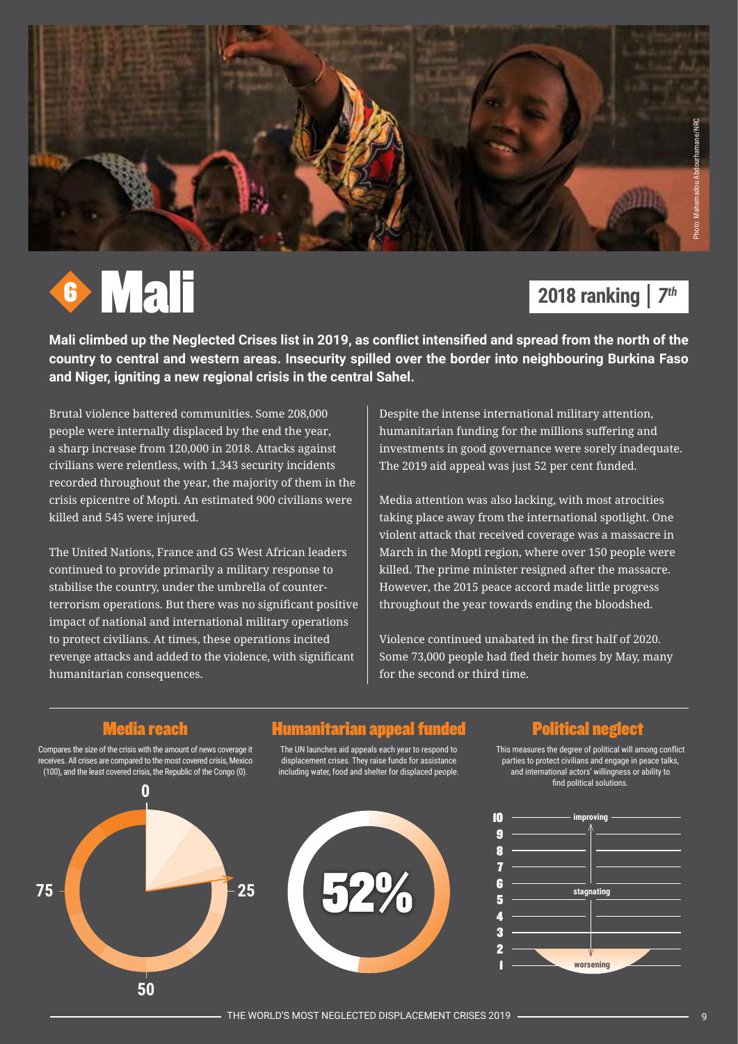# 6 Mali

**2018 ranking | 7*th***

**Mali climbed up the Neglected Crises list in 2019, as conflict intensified and spread from the north of the country to central and western areas. Insecurity spilled over the border into neighbouring Burkina Faso and Niger, igniting a new regional crisis in the central Sahel.**

Brutal violence battered communities. Some 208,000 people were internally displaced by the end the year, a sharp increase from 120,000 in 2018. Attacks against civilians were relentless, with 1,343 security incidents recorded throughout the year, the majority of them in the crisis epicentre of Mopti. An estimated 900 civilians were killed and 545 were injured.

The United Nations, France and G5 West African leaders continued to provide primarily a military response to stabilise the country, under the umbrella of counter-terrorism operations. But there was no significant positive impact of national and international military operations to protect civilians. At times, these operations incited revenge attacks and added to the violence, with significant humanitarian consequences.

Despite the intense international military attention, humanitarian funding for the millions suffering and investments in good governance were sorely inadequate. The 2019 aid appeal was just 52 per cent funded.

Media attention was also lacking, with most atrocities taking place away from the international spotlight. One violent attack that received coverage was a massacre in March in the Mopti region, where over 150 people were killed. The prime minister resigned after the massacre. However, the 2015 peace accord made little progress throughout the year towards ending the bloodshed.

Violence continued unabated in the first half of 2020. Some 73,000 people had fled their homes by May, many for the second or third time.

## Media reach

Compares the size of the crisis with the amount of news coverage it receives. All crises are compared to the most covered crisis, Mexico (100), and the least covered crisis, the Republic of the Congo (0).

0, 25, 50, 75

## Humanitarian appeal funded

The UN launches aid appeals each year to respond to displacement crises. They raise funds for assistance including water, food and shelter for displaced people.

52%

## Political neglect

This measures the degree of political will among conflict parties to protect civilians and engage in peace talks, and international actors' willingness or ability to find political solutions.

10 improving, 6–5 stagnating, 1 worsening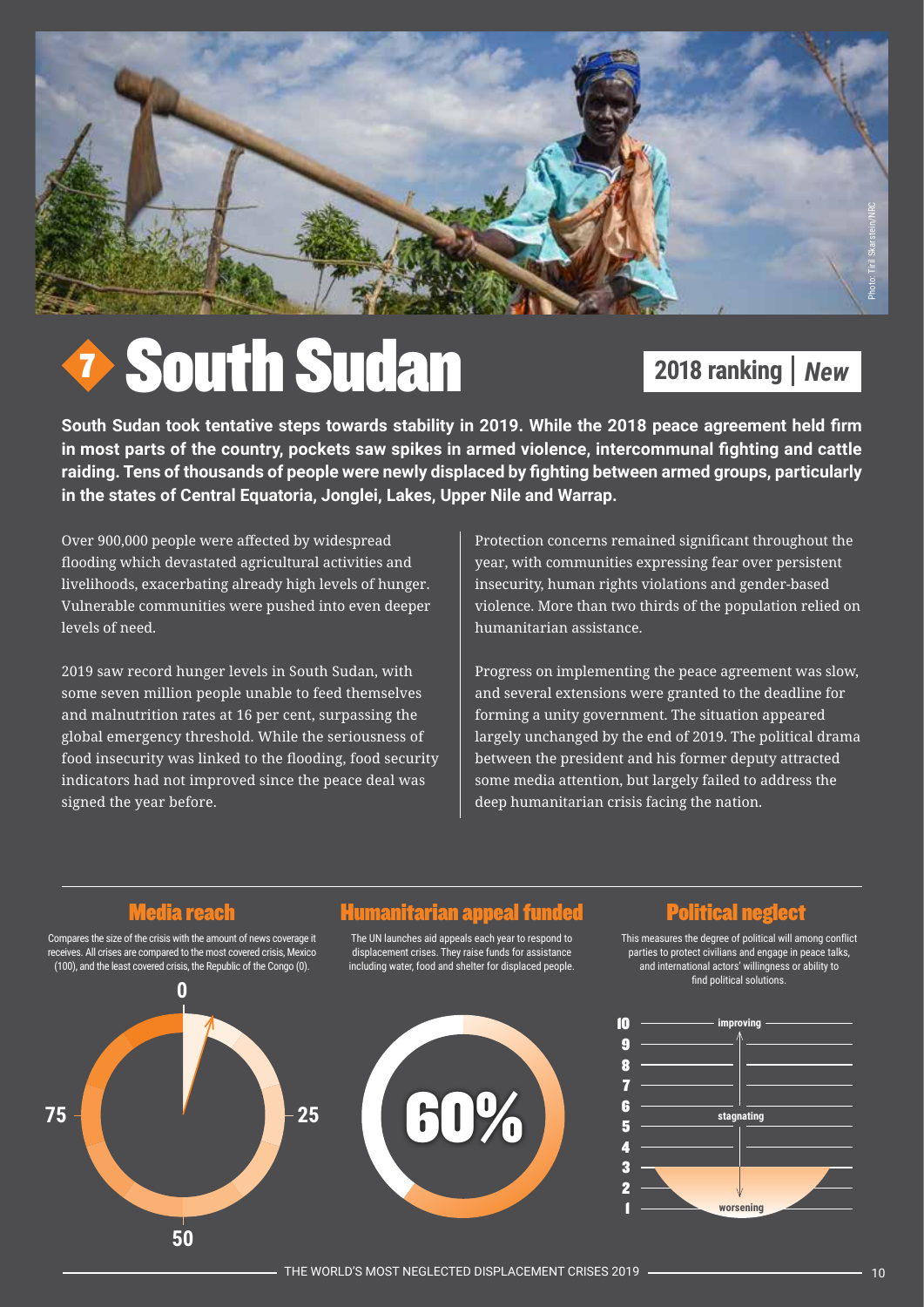# 7 South Sudan

**2018 ranking | *New***

**South Sudan took tentative steps towards stability in 2019. While the 2018 peace agreement held firm in most parts of the country, pockets saw spikes in armed violence, intercommunal fighting and cattle raiding. Tens of thousands of people were newly displaced by fighting between armed groups, particularly in the states of Central Equatoria, Jonglei, Lakes, Upper Nile and Warrap.**

Over 900,000 people were affected by widespread flooding which devastated agricultural activities and livelihoods, exacerbating already high levels of hunger. Vulnerable communities were pushed into even deeper levels of need.

2019 saw record hunger levels in South Sudan, with some seven million people unable to feed themselves and malnutrition rates at 16 per cent, surpassing the global emergency threshold. While the seriousness of food insecurity was linked to the flooding, food security indicators had not improved since the peace deal was signed the year before.

Protection concerns remained significant throughout the year, with communities expressing fear over persistent insecurity, human rights violations and gender-based violence. More than two thirds of the population relied on humanitarian assistance.

Progress on implementing the peace agreement was slow, and several extensions were granted to the deadline for forming a unity government. The situation appeared largely unchanged by the end of 2019. The political drama between the president and his former deputy attracted some media attention, but largely failed to address the deep humanitarian crisis facing the nation.

## Media reach

Compares the size of the crisis with the amount of news coverage it receives. All crises are compared to the most covered crisis, Mexico (100), and the least covered crisis, the Republic of the Congo (0).

0 25 50 75

## Humanitarian appeal funded

The UN launches aid appeals each year to respond to displacement crises. They raise funds for assistance including water, food and shelter for displaced people.

60%

## Political neglect

This measures the degree of political will among conflict parties to protect civilians and engage in peace talks, and international actors' willingness or ability to find political solutions.

10 improving
9
8
7
6 stagnating
5
4
3
2
1 worsening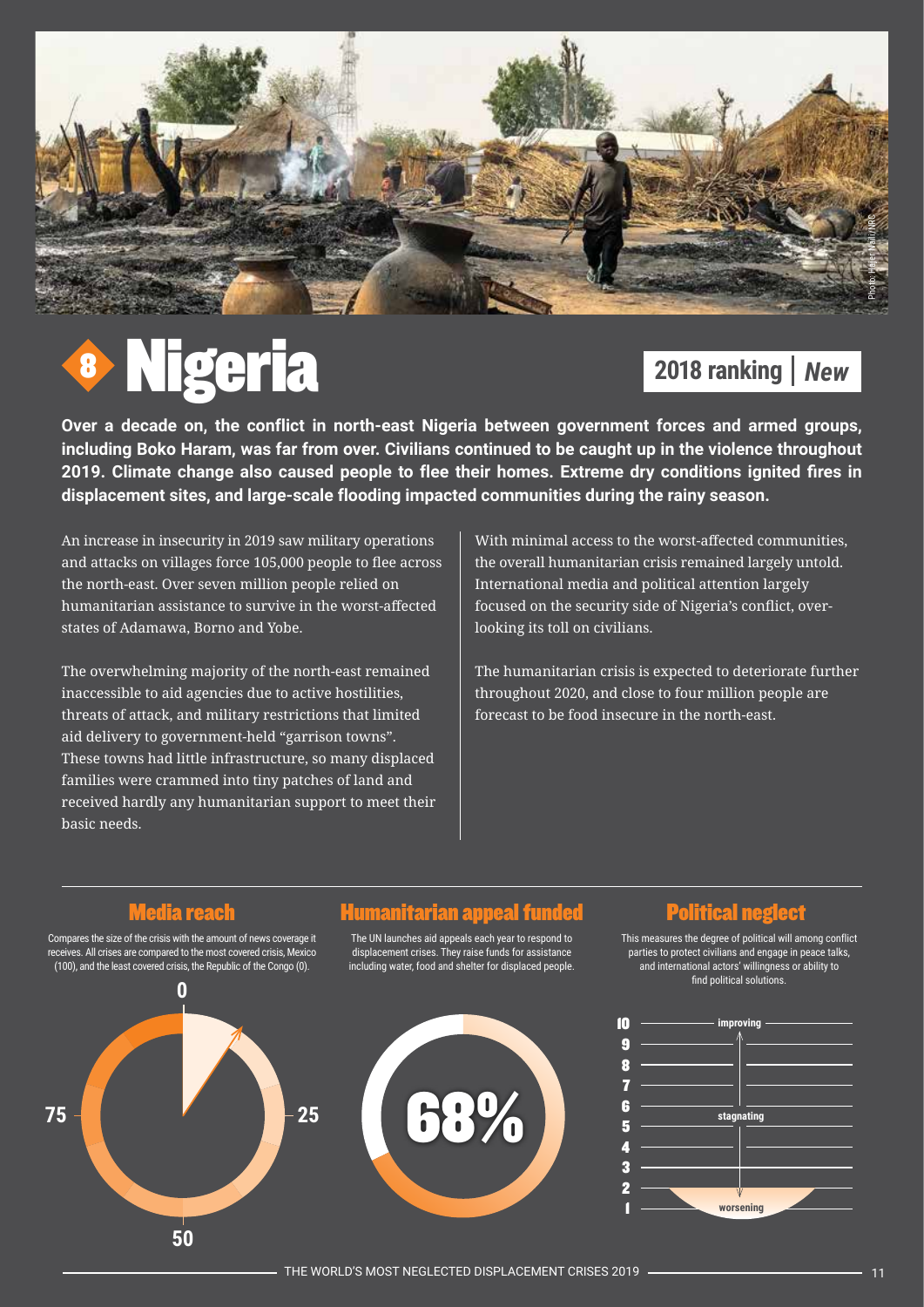# 8 Nigeria

**2018 ranking | *New***

**Over a decade on, the conflict in north-east Nigeria between government forces and armed groups, including Boko Haram, was far from over. Civilians continued to be caught up in the violence throughout 2019. Climate change also caused people to flee their homes. Extreme dry conditions ignited fires in displacement sites, and large-scale flooding impacted communities during the rainy season.**

An increase in insecurity in 2019 saw military operations and attacks on villages force 105,000 people to flee across the north-east. Over seven million people relied on humanitarian assistance to survive in the worst-affected states of Adamawa, Borno and Yobe.

The overwhelming majority of the north-east remained inaccessible to aid agencies due to active hostilities, threats of attack, and military restrictions that limited aid delivery to government-held "garrison towns". These towns had little infrastructure, so many displaced families were crammed into tiny patches of land and received hardly any humanitarian support to meet their basic needs.

With minimal access to the worst-affected communities, the overall humanitarian crisis remained largely untold. International media and political attention largely focused on the security side of Nigeria's conflict, overlooking its toll on civilians.

The humanitarian crisis is expected to deteriorate further throughout 2020, and close to four million people are forecast to be food insecure in the north-east.

## Media reach

Compares the size of the crisis with the amount of news coverage it receives. All crises are compared to the most covered crisis, Mexico (100), and the least covered crisis, the Republic of the Congo (0).

0 | 25 | 50 | 75

## Humanitarian appeal funded

The UN launches aid appeals each year to respond to displacement crises. They raise funds for assistance including water, food and shelter for displaced people.

68%

## Political neglect

This measures the degree of political will among conflict parties to protect civilians and engage in peace talks, and international actors' willingness or ability to find political solutions.

10 – improving
9
8
7
6 – stagnating
5
4
3
2
1 – worsening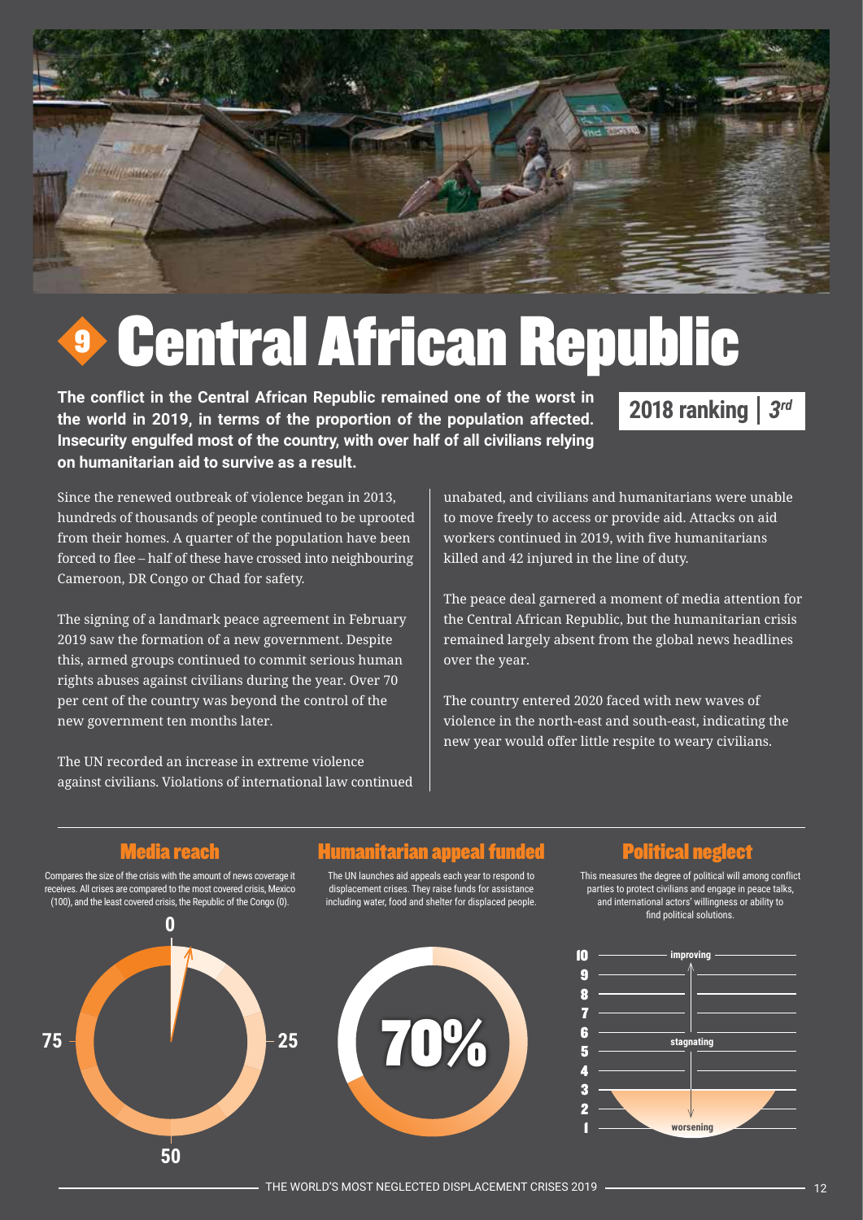# 9 Central African Republic

**The conflict in the Central African Republic remained one of the worst in the world in 2019, in terms of the proportion of the population affected. Insecurity engulfed most of the country, with over half of all civilians relying on humanitarian aid to survive as a result.**

**2018 ranking | *3rd***

Since the renewed outbreak of violence began in 2013, hundreds of thousands of people continued to be uprooted from their homes. A quarter of the population have been forced to flee – half of these have crossed into neighbouring Cameroon, DR Congo or Chad for safety.

The signing of a landmark peace agreement in February 2019 saw the formation of a new government. Despite this, armed groups continued to commit serious human rights abuses against civilians during the year. Over 70 per cent of the country was beyond the control of the new government ten months later.

The UN recorded an increase in extreme violence against civilians. Violations of international law continued unabated, and civilians and humanitarians were unable to move freely to access or provide aid. Attacks on aid workers continued in 2019, with five humanitarians killed and 42 injured in the line of duty.

The peace deal garnered a moment of media attention for the Central African Republic, but the humanitarian crisis remained largely absent from the global news headlines over the year.

The country entered 2020 faced with new waves of violence in the north-east and south-east, indicating the new year would offer little respite to weary civilians.

## Media reach

Compares the size of the crisis with the amount of news coverage it receives. All crises are compared to the most covered crisis, Mexico (100), and the least covered crisis, the Republic of the Congo (0).

0 | 25 | 50 | 75

## Humanitarian appeal funded

The UN launches aid appeals each year to respond to displacement crises. They raise funds for assistance including water, food and shelter for displaced people.

70%

## Political neglect

This measures the degree of political will among conflict parties to protect civilians and engage in peace talks, and international actors' willingness or ability to find political solutions.

10 – improving
6/5 – stagnating
1 – worsening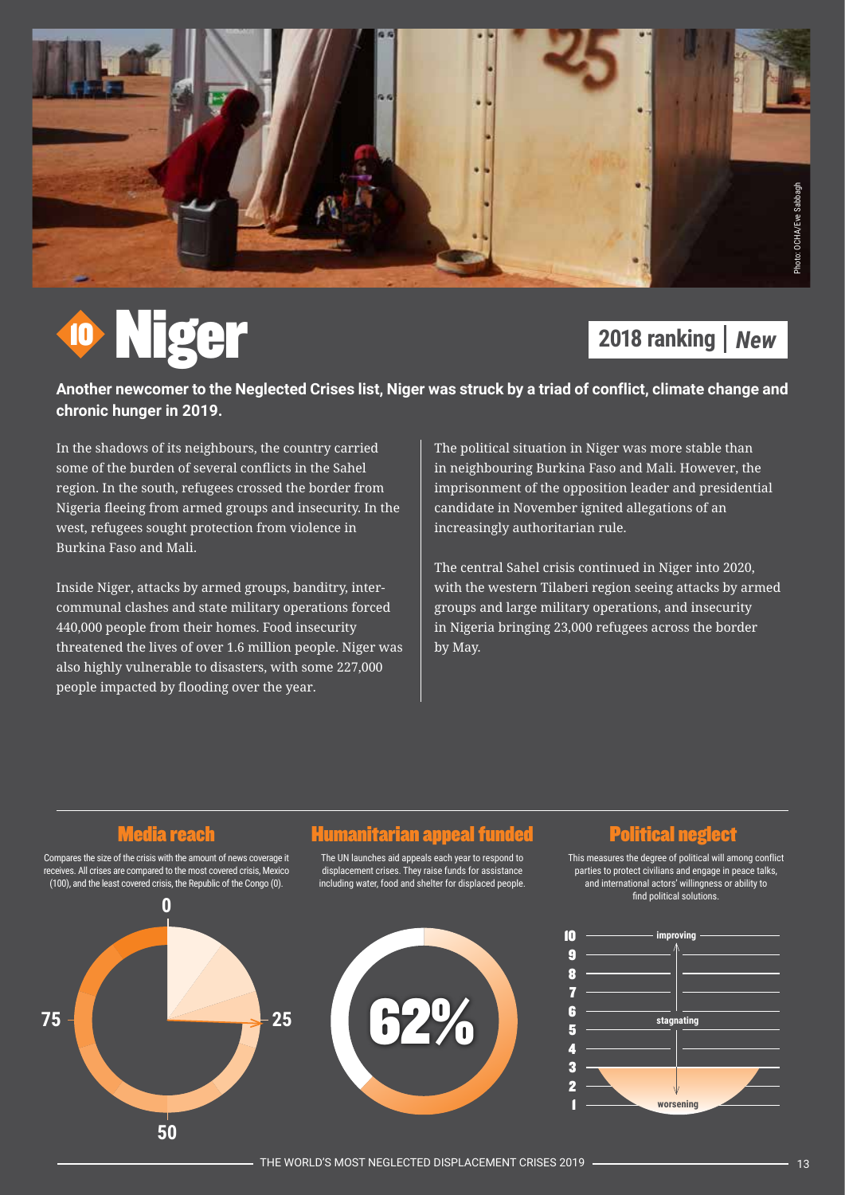# 10 Niger

**2018 ranking | *New***

**Another newcomer to the Neglected Crises list, Niger was struck by a triad of conflict, climate change and chronic hunger in 2019.**

In the shadows of its neighbours, the country carried some of the burden of several conflicts in the Sahel region. In the south, refugees crossed the border from Nigeria fleeing from armed groups and insecurity. In the west, refugees sought protection from violence in Burkina Faso and Mali.

Inside Niger, attacks by armed groups, banditry, inter-communal clashes and state military operations forced 440,000 people from their homes. Food insecurity threatened the lives of over 1.6 million people. Niger was also highly vulnerable to disasters, with some 227,000 people impacted by flooding over the year.

The political situation in Niger was more stable than in neighbouring Burkina Faso and Mali. However, the imprisonment of the opposition leader and presidential candidate in November ignited allegations of an increasingly authoritarian rule.

The central Sahel crisis continued in Niger into 2020, with the western Tilaberi region seeing attacks by armed groups and large military operations, and insecurity in Nigeria bringing 23,000 refugees across the border by May.

## Media reach

Compares the size of the crisis with the amount of news coverage it receives. All crises are compared to the most covered crisis, Mexico (100), and the least covered crisis, the Republic of the Congo (0).

0, 25, 50, 75

## Humanitarian appeal funded

The UN launches aid appeals each year to respond to displacement crises. They raise funds for assistance including water, food and shelter for displaced people.

62%

## Political neglect

This measures the degree of political will among conflict parties to protect civilians and engage in peace talks, and international actors' willingness or ability to find political solutions.

10 improving, 9, 8, 7, 6, 5 stagnating, 4, 3, 2, 1 worsening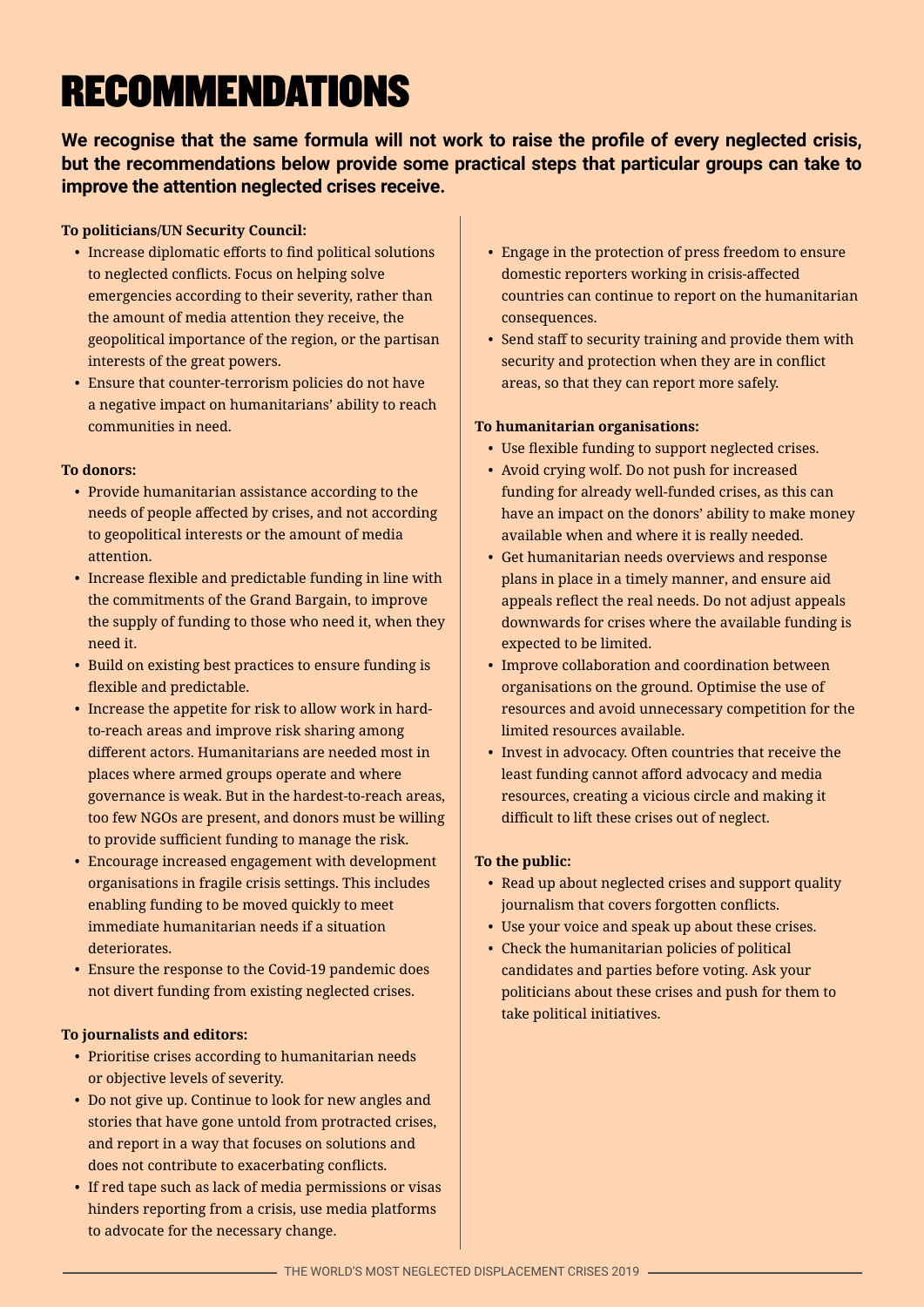# RECOMMENDATIONS

**We recognise that the same formula will not work to raise the profile of every neglected crisis, but the recommendations below provide some practical steps that particular groups can take to improve the attention neglected crises receive.**

**To politicians/UN Security Council:**

- Increase diplomatic efforts to find political solutions to neglected conflicts. Focus on helping solve emergencies according to their severity, rather than the amount of media attention they receive, the geopolitical importance of the region, or the partisan interests of the great powers.
- Ensure that counter-terrorism policies do not have a negative impact on humanitarians' ability to reach communities in need.

**To donors:**

- Provide humanitarian assistance according to the needs of people affected by crises, and not according to geopolitical interests or the amount of media attention.
- Increase flexible and predictable funding in line with the commitments of the Grand Bargain, to improve the supply of funding to those who need it, when they need it.
- Build on existing best practices to ensure funding is flexible and predictable.
- Increase the appetite for risk to allow work in hard-to-reach areas and improve risk sharing among different actors. Humanitarians are needed most in places where armed groups operate and where governance is weak. But in the hardest-to-reach areas, too few NGOs are present, and donors must be willing to provide sufficient funding to manage the risk.
- Encourage increased engagement with development organisations in fragile crisis settings. This includes enabling funding to be moved quickly to meet immediate humanitarian needs if a situation deteriorates.
- Ensure the response to the Covid-19 pandemic does not divert funding from existing neglected crises.

**To journalists and editors:**

- Prioritise crises according to humanitarian needs or objective levels of severity.
- Do not give up. Continue to look for new angles and stories that have gone untold from protracted crises, and report in a way that focuses on solutions and does not contribute to exacerbating conflicts.
- If red tape such as lack of media permissions or visas hinders reporting from a crisis, use media platforms to advocate for the necessary change.
- Engage in the protection of press freedom to ensure domestic reporters working in crisis-affected countries can continue to report on the humanitarian consequences.
- Send staff to security training and provide them with security and protection when they are in conflict areas, so that they can report more safely.

**To humanitarian organisations:**

- Use flexible funding to support neglected crises.
- Avoid crying wolf. Do not push for increased funding for already well-funded crises, as this can have an impact on the donors' ability to make money available when and where it is really needed.
- Get humanitarian needs overviews and response plans in place in a timely manner, and ensure aid appeals reflect the real needs. Do not adjust appeals downwards for crises where the available funding is expected to be limited.
- Improve collaboration and coordination between organisations on the ground. Optimise the use of resources and avoid unnecessary competition for the limited resources available.
- Invest in advocacy. Often countries that receive the least funding cannot afford advocacy and media resources, creating a vicious circle and making it difficult to lift these crises out of neglect.

**To the public:**

- Read up about neglected crises and support quality journalism that covers forgotten conflicts.
- Use your voice and speak up about these crises.
- Check the humanitarian policies of political candidates and parties before voting. Ask your politicians about these crises and push for them to take political initiatives.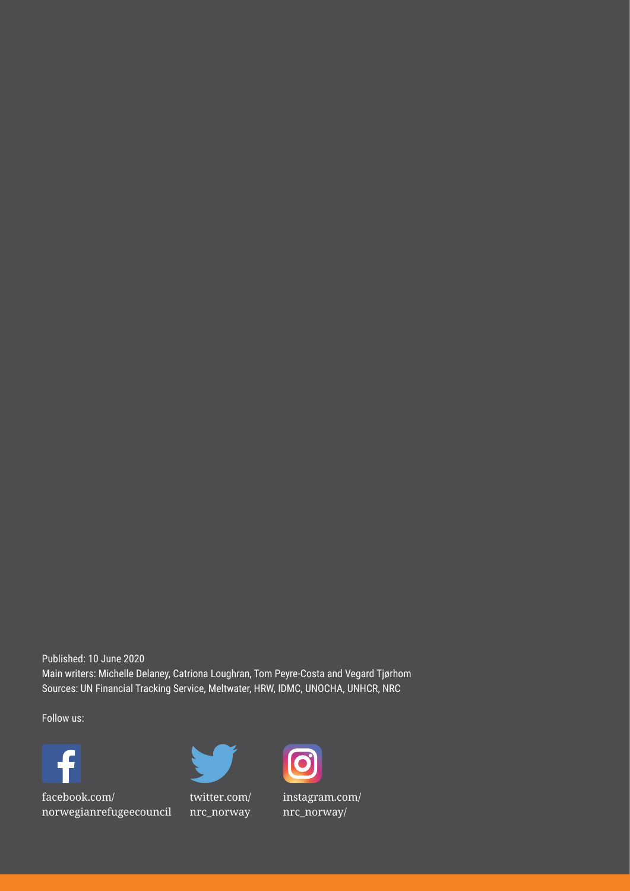Published: 10 June 2020
Main writers: Michelle Delaney, Catriona Loughran, Tom Peyre-Costa and Vegard Tjørhom
Sources: UN Financial Tracking Service, Meltwater, HRW, IDMC, UNOCHA, UNHCR, NRC

Follow us:

facebook.com/
norwegianrefugeecouncil

twitter.com/
nrc_norway

instagram.com/
nrc_norway/